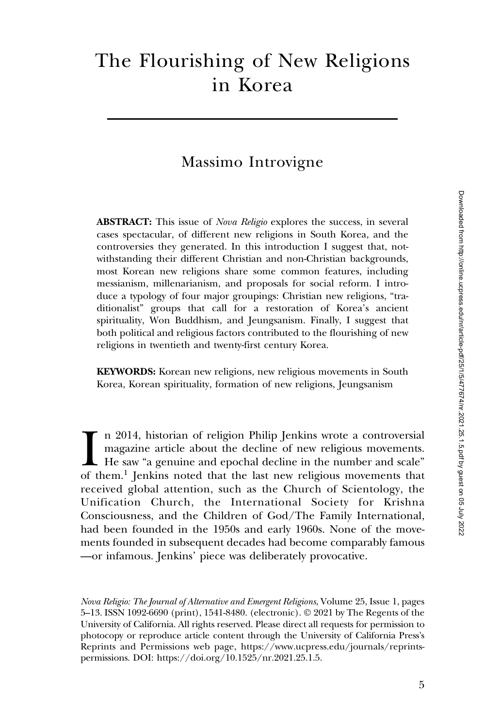# The Flourishing of New Religions in Korea

Massimo Introvigne

**ABSTRACT:** This issue of *Nova Religio* explores the success, in several cases spectacular, of different new religions in South Korea, and the controversies they generated. In this introduction I suggest that, notwithstanding their different Christian and non-Christian backgrounds, most Korean new religions share some common features, including messianism, millenarianism, and proposals for social reform. I introduce a typology of four major groupings: Christian new religions, "traditionalist" groups that call for a restoration of Korea's ancient spirituality, Won Buddhism, and Jeungsanism. Finally, I suggest that both political and religious factors contributed to the flourishing of new religions in twentieth and twenty-first century Korea.

**KEYWORDS:** Korean new religions, new religious movements in South Korea, Korean spirituality, formation of new religions, Jeungsanism

In 2014, historian of religion Philip Jenkins wrote a controversial magazine article about the decline of new religious movements. He saw "a genuine and epochal decline in the number and scale" of them.[1] Jenkins noted that the last new religious movements that received global attention, such as the Church of Scientology, the Unification Church, the International Society for Krishna Consciousness, and the Children of God/The Family International, had been founded in the 1950s and early 1960s. None of the movements founded in subsequent decades had become comparably famous —or infamous. Jenkins' piece was deliberately provocative.

*Nova Religio: The Journal of Alternative and Emergent Religions*, Volume 25, Issue 1, pages 5–13. ISSN 1092-6690 (print), 1541-8480. (electronic). © 2021 by The Regents of the University of California. All rights reserved. Please direct all requests for permission to photocopy or reproduce article content through the University of California Press's Reprints and Permissions web page, https://www.ucpress.edu/journals/reprints-permissions. DOI: https://doi.org/10.1525/nr.2021.25.1.5.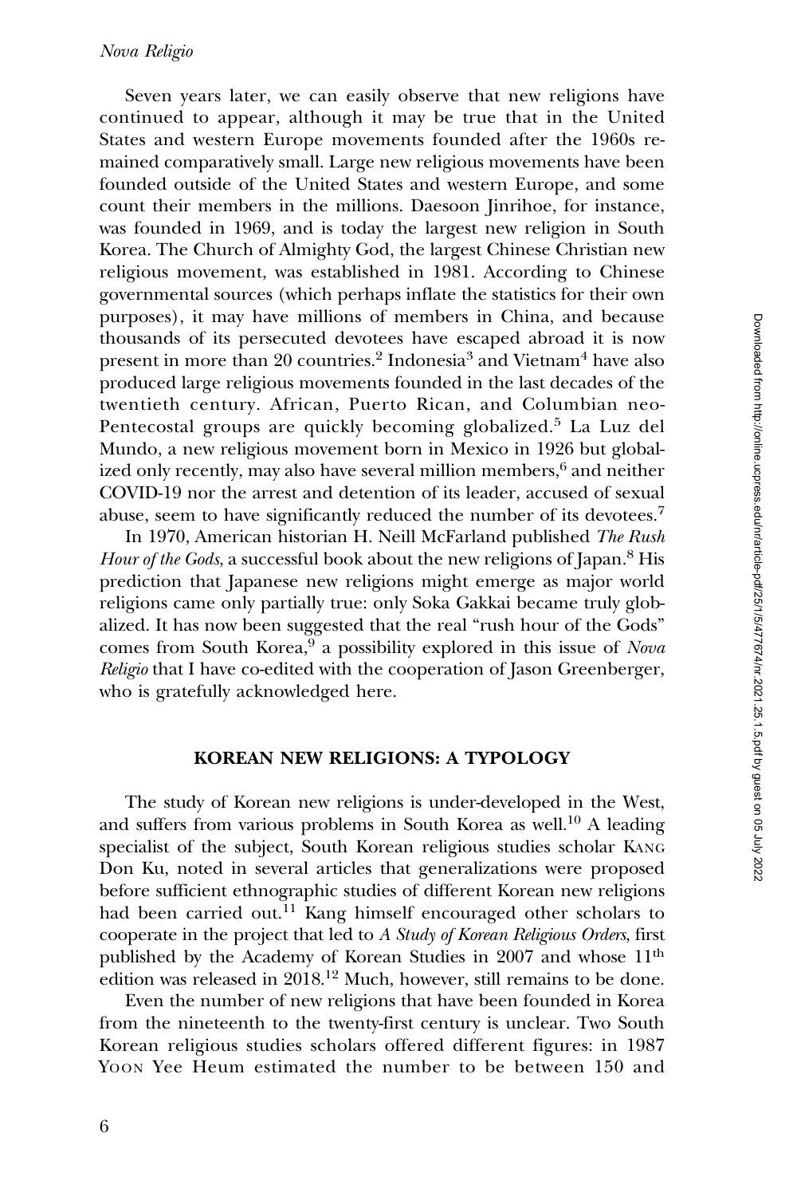Seven years later, we can easily observe that new religions have continued to appear, although it may be true that in the United States and western Europe movements founded after the 1960s remained comparatively small. Large new religious movements have been founded outside of the United States and western Europe, and some count their members in the millions. Daesoon Jinrihoe, for instance, was founded in 1969, and is today the largest new religion in South Korea. The Church of Almighty God, the largest Chinese Christian new religious movement, was established in 1981. According to Chinese governmental sources (which perhaps inflate the statistics for their own purposes), it may have millions of members in China, and because thousands of its persecuted devotees have escaped abroad it is now present in more than 20 countries.[2] Indonesia[3] and Vietnam[4] have also produced large religious movements founded in the last decades of the twentieth century. African, Puerto Rican, and Columbian neo-Pentecostal groups are quickly becoming globalized.[5] La Luz del Mundo, a new religious movement born in Mexico in 1926 but globalized only recently, may also have several million members,[6] and neither COVID-19 nor the arrest and detention of its leader, accused of sexual abuse, seem to have significantly reduced the number of its devotees.[7]

In 1970, American historian H. Neill McFarland published *The Rush Hour of the Gods*, a successful book about the new religions of Japan.[8] His prediction that Japanese new religions might emerge as major world religions came only partially true: only Soka Gakkai became truly globalized. It has now been suggested that the real "rush hour of the Gods" comes from South Korea,[9] a possibility explored in this issue of *Nova Religio* that I have co-edited with the cooperation of Jason Greenberger, who is gratefully acknowledged here.

## KOREAN NEW RELIGIONS: A TYPOLOGY

The study of Korean new religions is under-developed in the West, and suffers from various problems in South Korea as well.[10] A leading specialist of the subject, South Korean religious studies scholar Kang Don Ku, noted in several articles that generalizations were proposed before sufficient ethnographic studies of different Korean new religions had been carried out.[11] Kang himself encouraged other scholars to cooperate in the project that led to *A Study of Korean Religious Orders*, first published by the Academy of Korean Studies in 2007 and whose 11th edition was released in 2018.[12] Much, however, still remains to be done.

Even the number of new religions that have been founded in Korea from the nineteenth to the twenty-first century is unclear. Two South Korean religious studies scholars offered different figures: in 1987 Yoon Yee Heum estimated the number to be between 150 and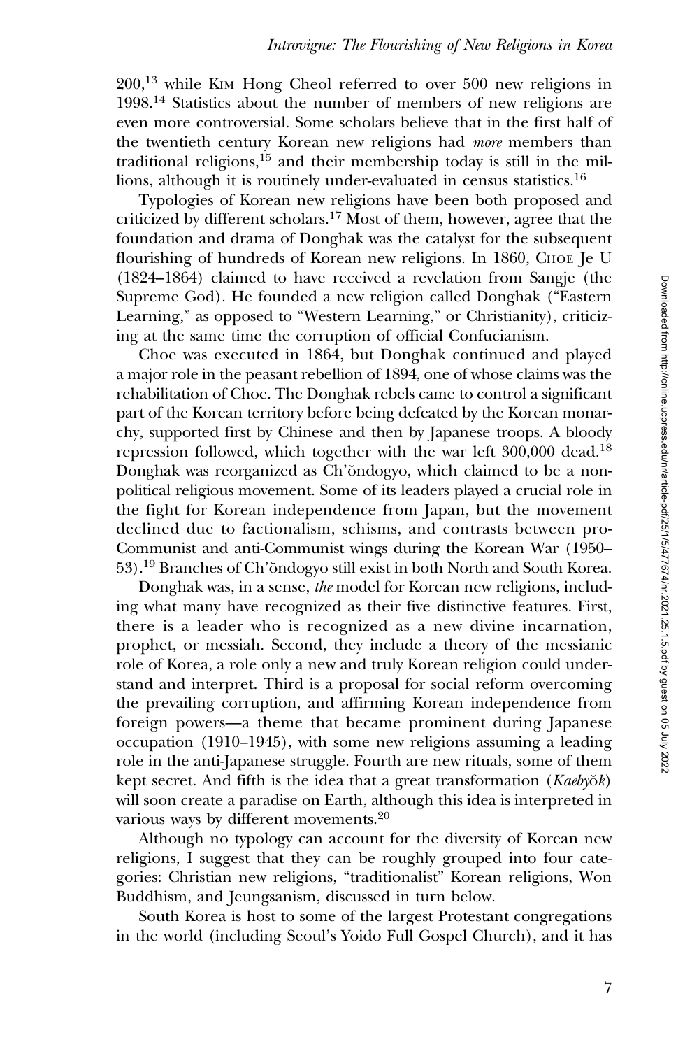200,[13] while Kim Hong Cheol referred to over 500 new religions in 1998.[14] Statistics about the number of members of new religions are even more controversial. Some scholars believe that in the first half of the twentieth century Korean new religions had *more* members than traditional religions,[15] and their membership today is still in the millions, although it is routinely under-evaluated in census statistics.[16]

Typologies of Korean new religions have been both proposed and criticized by different scholars.[17] Most of them, however, agree that the foundation and drama of Donghak was the catalyst for the subsequent flourishing of hundreds of Korean new religions. In 1860, Choe Je U (1824–1864) claimed to have received a revelation from Sangje (the Supreme God). He founded a new religion called Donghak ("Eastern Learning," as opposed to "Western Learning," or Christianity), criticizing at the same time the corruption of official Confucianism.

Choe was executed in 1864, but Donghak continued and played a major role in the peasant rebellion of 1894, one of whose claims was the rehabilitation of Choe. The Donghak rebels came to control a significant part of the Korean territory before being defeated by the Korean monarchy, supported first by Chinese and then by Japanese troops. A bloody repression followed, which together with the war left 300,000 dead.[18] Donghak was reorganized as Ch'ŏndogyo, which claimed to be a non-political religious movement. Some of its leaders played a crucial role in the fight for Korean independence from Japan, but the movement declined due to factionalism, schisms, and contrasts between pro-Communist and anti-Communist wings during the Korean War (1950–53).[19] Branches of Ch'ŏndogyo still exist in both North and South Korea.

Donghak was, in a sense, *the* model for Korean new religions, including what many have recognized as their five distinctive features. First, there is a leader who is recognized as a new divine incarnation, prophet, or messiah. Second, they include a theory of the messianic role of Korea, a role only a new and truly Korean religion could understand and interpret. Third is a proposal for social reform overcoming the prevailing corruption, and affirming Korean independence from foreign powers—a theme that became prominent during Japanese occupation (1910–1945), with some new religions assuming a leading role in the anti-Japanese struggle. Fourth are new rituals, some of them kept secret. And fifth is the idea that a great transformation (*Kaebyŏk*) will soon create a paradise on Earth, although this idea is interpreted in various ways by different movements.[20]

Although no typology can account for the diversity of Korean new religions, I suggest that they can be roughly grouped into four categories: Christian new religions, "traditionalist" Korean religions, Won Buddhism, and Jeungsanism, discussed in turn below.

South Korea is host to some of the largest Protestant congregations in the world (including Seoul's Yoido Full Gospel Church), and it has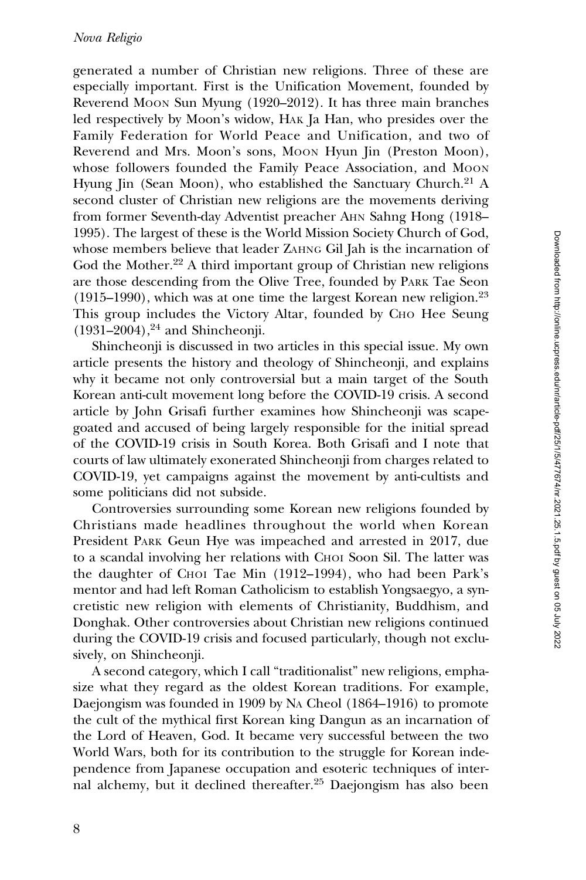generated a number of Christian new religions. Three of these are especially important. First is the Unification Movement, founded by Reverend Moon Sun Myung (1920–2012). It has three main branches led respectively by Moon's widow, Hak Ja Han, who presides over the Family Federation for World Peace and Unification, and two of Reverend and Mrs. Moon's sons, Moon Hyun Jin (Preston Moon), whose followers founded the Family Peace Association, and Moon Hyung Jin (Sean Moon), who established the Sanctuary Church.[21] A second cluster of Christian new religions are the movements deriving from former Seventh-day Adventist preacher Ahn Sahng Hong (1918–1995). The largest of these is the World Mission Society Church of God, whose members believe that leader Zahng Gil Jah is the incarnation of God the Mother.[22] A third important group of Christian new religions are those descending from the Olive Tree, founded by Park Tae Seon (1915–1990), which was at one time the largest Korean new religion.[23] This group includes the Victory Altar, founded by Cho Hee Seung (1931–2004),[24] and Shincheonji.

Shincheonji is discussed in two articles in this special issue. My own article presents the history and theology of Shincheonji, and explains why it became not only controversial but a main target of the South Korean anti-cult movement long before the COVID-19 crisis. A second article by John Grisafi further examines how Shincheonji was scapegoated and accused of being largely responsible for the initial spread of the COVID-19 crisis in South Korea. Both Grisafi and I note that courts of law ultimately exonerated Shincheonji from charges related to COVID-19, yet campaigns against the movement by anti-cultists and some politicians did not subside.

Controversies surrounding some Korean new religions founded by Christians made headlines throughout the world when Korean President Park Geun Hye was impeached and arrested in 2017, due to a scandal involving her relations with Choi Soon Sil. The latter was the daughter of Choi Tae Min (1912–1994), who had been Park's mentor and had left Roman Catholicism to establish Yongsaegyo, a syncretistic new religion with elements of Christianity, Buddhism, and Donghak. Other controversies about Christian new religions continued during the COVID-19 crisis and focused particularly, though not exclusively, on Shincheonji.

A second category, which I call "traditionalist" new religions, emphasize what they regard as the oldest Korean traditions. For example, Daejongism was founded in 1909 by Na Cheol (1864–1916) to promote the cult of the mythical first Korean king Dangun as an incarnation of the Lord of Heaven, God. It became very successful between the two World Wars, both for its contribution to the struggle for Korean independence from Japanese occupation and esoteric techniques of internal alchemy, but it declined thereafter.[25] Daejongism has also been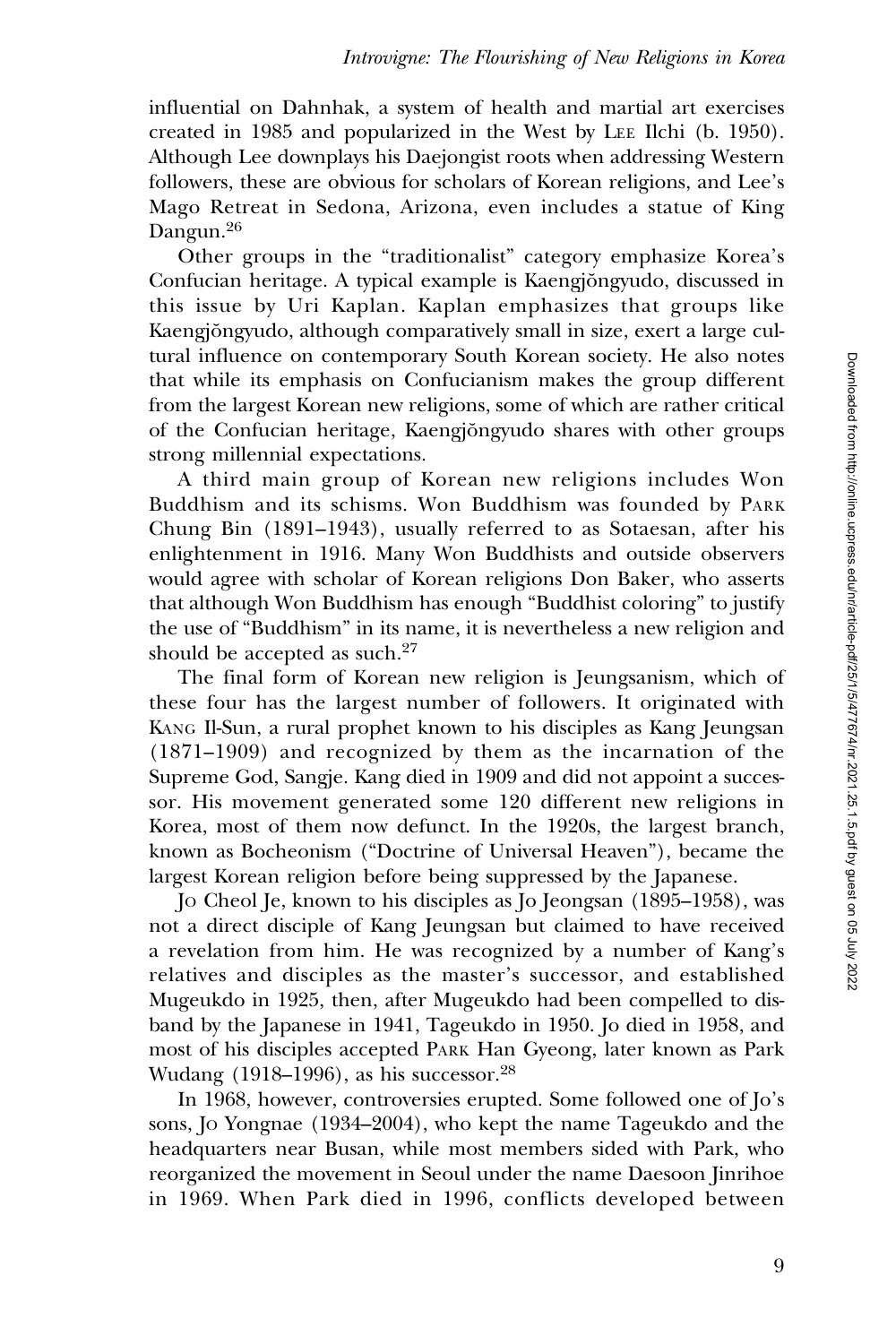influential on Dahnhak, a system of health and martial art exercises created in 1985 and popularized in the West by LEE Ilchi (b. 1950). Although Lee downplays his Daejongist roots when addressing Western followers, these are obvious for scholars of Korean religions, and Lee's Mago Retreat in Sedona, Arizona, even includes a statue of King Dangun.[26]

Other groups in the "traditionalist" category emphasize Korea's Confucian heritage. A typical example is Kaengjŏngyudo, discussed in this issue by Uri Kaplan. Kaplan emphasizes that groups like Kaengjŏngyudo, although comparatively small in size, exert a large cultural influence on contemporary South Korean society. He also notes that while its emphasis on Confucianism makes the group different from the largest Korean new religions, some of which are rather critical of the Confucian heritage, Kaengjŏngyudo shares with other groups strong millennial expectations.

A third main group of Korean new religions includes Won Buddhism and its schisms. Won Buddhism was founded by PARK Chung Bin (1891–1943), usually referred to as Sotaesan, after his enlightenment in 1916. Many Won Buddhists and outside observers would agree with scholar of Korean religions Don Baker, who asserts that although Won Buddhism has enough "Buddhist coloring" to justify the use of "Buddhism" in its name, it is nevertheless a new religion and should be accepted as such.[27]

The final form of Korean new religion is Jeungsanism, which of these four has the largest number of followers. It originated with KANG Il-Sun, a rural prophet known to his disciples as Kang Jeungsan (1871–1909) and recognized by them as the incarnation of the Supreme God, Sangje. Kang died in 1909 and did not appoint a successor. His movement generated some 120 different new religions in Korea, most of them now defunct. In the 1920s, the largest branch, known as Bocheonism ("Doctrine of Universal Heaven"), became the largest Korean religion before being suppressed by the Japanese.

JO Cheol Je, known to his disciples as Jo Jeongsan (1895–1958), was not a direct disciple of Kang Jeungsan but claimed to have received a revelation from him. He was recognized by a number of Kang's relatives and disciples as the master's successor, and established Mugeukdo in 1925, then, after Mugeukdo had been compelled to disband by the Japanese in 1941, Tageukdo in 1950. Jo died in 1958, and most of his disciples accepted PARK Han Gyeong, later known as Park Wudang (1918–1996), as his successor.[28]

In 1968, however, controversies erupted. Some followed one of Jo's sons, JO Yongnae (1934–2004), who kept the name Tageukdo and the headquarters near Busan, while most members sided with Park, who reorganized the movement in Seoul under the name Daesoon Jinrihoe in 1969. When Park died in 1996, conflicts developed between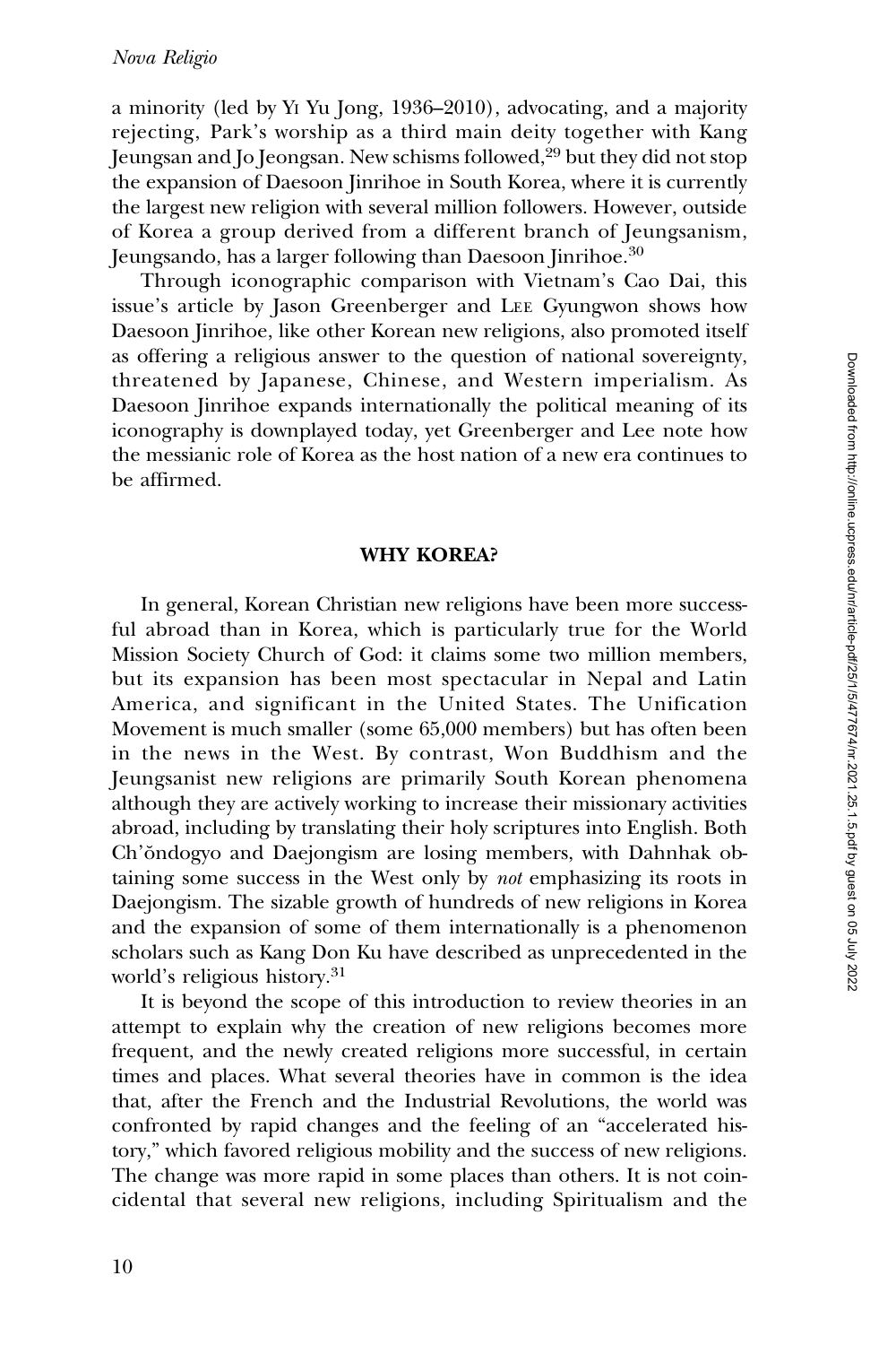a minority (led by Yi Yu Jong, 1936–2010), advocating, and a majority rejecting, Park's worship as a third main deity together with Kang Jeungsan and Jo Jeongsan. New schisms followed,[29] but they did not stop the expansion of Daesoon Jinrihoe in South Korea, where it is currently the largest new religion with several million followers. However, outside of Korea a group derived from a different branch of Jeungsanism, Jeungsando, has a larger following than Daesoon Jinrihoe.[30]

Through iconographic comparison with Vietnam's Cao Dai, this issue's article by Jason Greenberger and Lee Gyungwon shows how Daesoon Jinrihoe, like other Korean new religions, also promoted itself as offering a religious answer to the question of national sovereignty, threatened by Japanese, Chinese, and Western imperialism. As Daesoon Jinrihoe expands internationally the political meaning of its iconography is downplayed today, yet Greenberger and Lee note how the messianic role of Korea as the host nation of a new era continues to be affirmed.

## WHY KOREA?

In general, Korean Christian new religions have been more successful abroad than in Korea, which is particularly true for the World Mission Society Church of God: it claims some two million members, but its expansion has been most spectacular in Nepal and Latin America, and significant in the United States. The Unification Movement is much smaller (some 65,000 members) but has often been in the news in the West. By contrast, Won Buddhism and the Jeungsanist new religions are primarily South Korean phenomena although they are actively working to increase their missionary activities abroad, including by translating their holy scriptures into English. Both Ch'ŏndogyo and Daejongism are losing members, with Dahnhak obtaining some success in the West only by *not* emphasizing its roots in Daejongism. The sizable growth of hundreds of new religions in Korea and the expansion of some of them internationally is a phenomenon scholars such as Kang Don Ku have described as unprecedented in the world's religious history.[31]

It is beyond the scope of this introduction to review theories in an attempt to explain why the creation of new religions becomes more frequent, and the newly created religions more successful, in certain times and places. What several theories have in common is the idea that, after the French and the Industrial Revolutions, the world was confronted by rapid changes and the feeling of an "accelerated history," which favored religious mobility and the success of new religions. The change was more rapid in some places than others. It is not coincidental that several new religions, including Spiritualism and the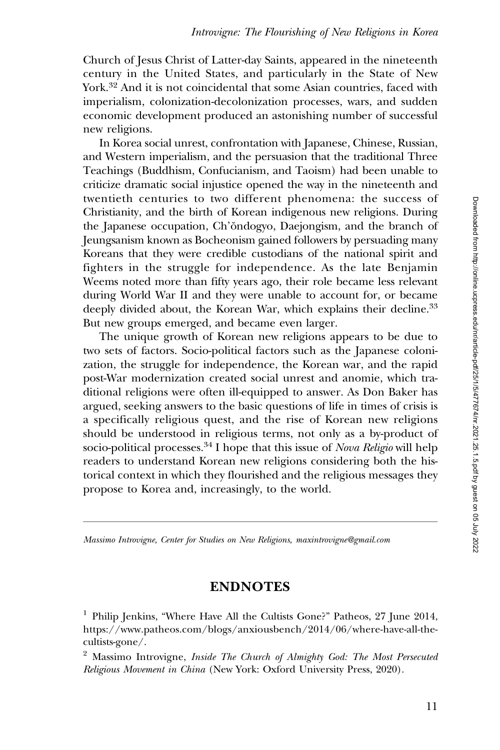Church of Jesus Christ of Latter-day Saints, appeared in the nineteenth century in the United States, and particularly in the State of New York.[32] And it is not coincidental that some Asian countries, faced with imperialism, colonization-decolonization processes, wars, and sudden economic development produced an astonishing number of successful new religions.

In Korea social unrest, confrontation with Japanese, Chinese, Russian, and Western imperialism, and the persuasion that the traditional Three Teachings (Buddhism, Confucianism, and Taoism) had been unable to criticize dramatic social injustice opened the way in the nineteenth and twentieth centuries to two different phenomena: the success of Christianity, and the birth of Korean indigenous new religions. During the Japanese occupation, Ch'ŏndogyo, Daejongism, and the branch of Jeungsanism known as Bocheonism gained followers by persuading many Koreans that they were credible custodians of the national spirit and fighters in the struggle for independence. As the late Benjamin Weems noted more than fifty years ago, their role became less relevant during World War II and they were unable to account for, or became deeply divided about, the Korean War, which explains their decline.[33] But new groups emerged, and became even larger.

The unique growth of Korean new religions appears to be due to two sets of factors. Socio-political factors such as the Japanese colonization, the struggle for independence, the Korean war, and the rapid post-War modernization created social unrest and anomie, which traditional religions were often ill-equipped to answer. As Don Baker has argued, seeking answers to the basic questions of life in times of crisis is a specifically religious quest, and the rise of Korean new religions should be understood in religious terms, not only as a by-product of socio-political processes.[34] I hope that this issue of *Nova Religio* will help readers to understand Korean new religions considering both the historical context in which they flourished and the religious messages they propose to Korea and, increasingly, to the world.

---

*Massimo Introvigne, Center for Studies on New Religions, maxintrovigne@gmail.com*

## ENDNOTES

[1] Philip Jenkins, "Where Have All the Cultists Gone?" Patheos, 27 June 2014, https://www.patheos.com/blogs/anxiousbench/2014/06/where-have-all-the-cultists-gone/.

[2] Massimo Introvigne, *Inside The Church of Almighty God: The Most Persecuted Religious Movement in China* (New York: Oxford University Press, 2020).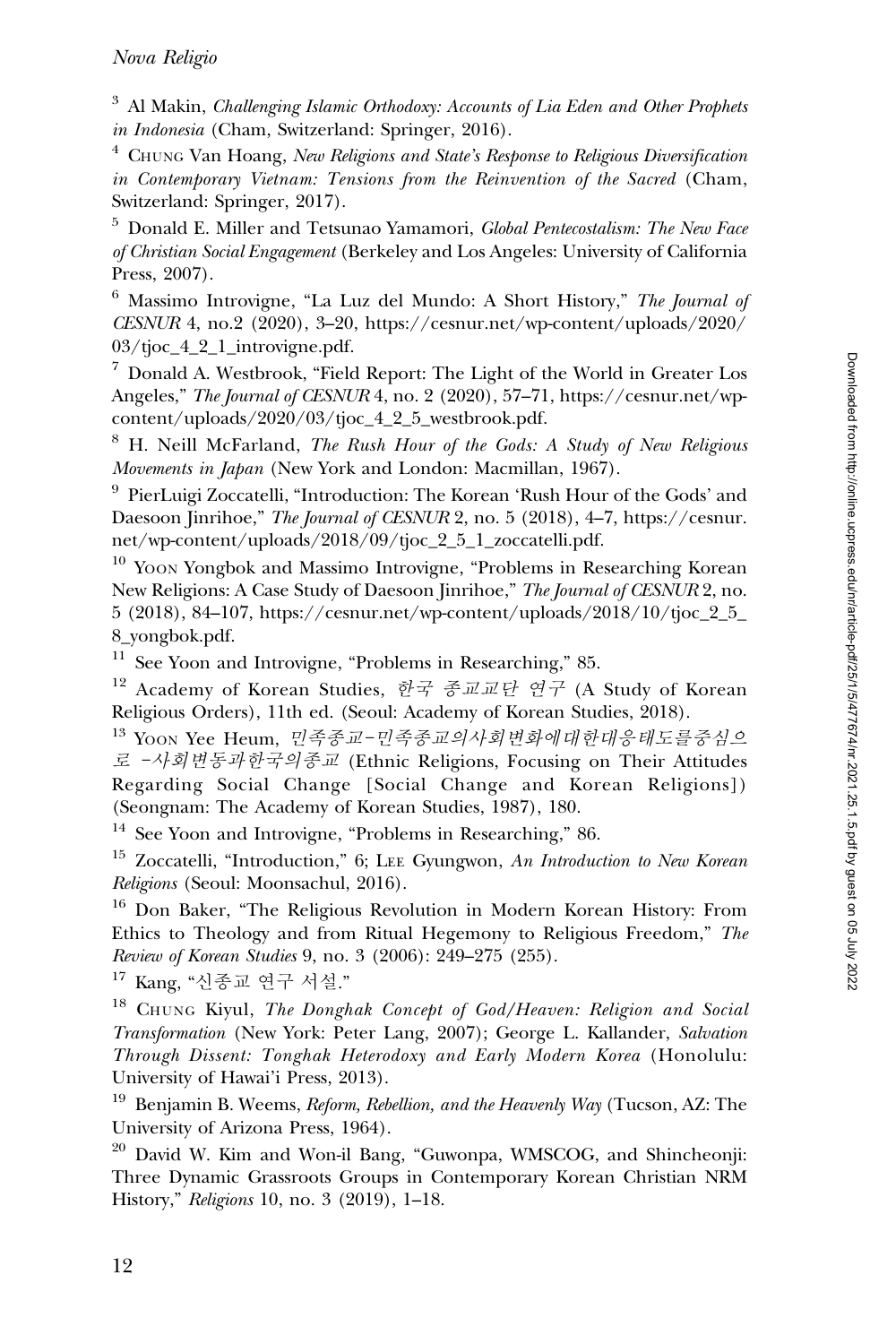[3] Al Makin, *Challenging Islamic Orthodoxy: Accounts of Lia Eden and Other Prophets in Indonesia* (Cham, Switzerland: Springer, 2016).

[4] Chung Van Hoang, *New Religions and State's Response to Religious Diversification in Contemporary Vietnam: Tensions from the Reinvention of the Sacred* (Cham, Switzerland: Springer, 2017).

[5] Donald E. Miller and Tetsunao Yamamori, *Global Pentecostalism: The New Face of Christian Social Engagement* (Berkeley and Los Angeles: University of California Press, 2007).

[6] Massimo Introvigne, "La Luz del Mundo: A Short History," *The Journal of CESNUR* 4, no.2 (2020), 3–20, https://cesnur.net/wp-content/uploads/2020/03/tjoc_4_2_1_introvigne.pdf.

[7] Donald A. Westbrook, "Field Report: The Light of the World in Greater Los Angeles," *The Journal of CESNUR* 4, no. 2 (2020), 57–71, https://cesnur.net/wp-content/uploads/2020/03/tjoc_4_2_5_westbrook.pdf.

[8] H. Neill McFarland, *The Rush Hour of the Gods: A Study of New Religious Movements in Japan* (New York and London: Macmillan, 1967).

[9] PierLuigi Zoccatelli, "Introduction: The Korean 'Rush Hour of the Gods' and Daesoon Jinrihoe," *The Journal of CESNUR* 2, no. 5 (2018), 4–7, https://cesnur.net/wp-content/uploads/2018/09/tjoc_2_5_1_zoccatelli.pdf.

[10] Yoon Yongbok and Massimo Introvigne, "Problems in Researching Korean New Religions: A Case Study of Daesoon Jinrihoe," *The Journal of CESNUR* 2, no. 5 (2018), 84–107, https://cesnur.net/wp-content/uploads/2018/10/tjoc_2_5_8_yongbok.pdf.

[11] See Yoon and Introvigne, "Problems in Researching," 85.

[12] Academy of Korean Studies, *한국 종교교단 연구* (A Study of Korean Religious Orders), 11th ed. (Seoul: Academy of Korean Studies, 2018).

[13] Yoon Yee Heum, *민족종교-민족종교의사회변화에대한대응태도를중심으로 -사회변동과한국의종교* (Ethnic Religions, Focusing on Their Attitudes Regarding Social Change [Social Change and Korean Religions]) (Seongnam: The Academy of Korean Studies, 1987), 180.

[14] See Yoon and Introvigne, "Problems in Researching," 86.

[15] Zoccatelli, "Introduction," 6; Lee Gyungwon, *An Introduction to New Korean Religions* (Seoul: Moonsachul, 2016).

[16] Don Baker, "The Religious Revolution in Modern Korean History: From Ethics to Theology and from Ritual Hegemony to Religious Freedom," *The Review of Korean Studies* 9, no. 3 (2006): 249–275 (255).

[17] Kang, "신종교 연구 서설."

[18] Chung Kiyul, *The Donghak Concept of God/Heaven: Religion and Social Transformation* (New York: Peter Lang, 2007); George L. Kallander, *Salvation Through Dissent: Tonghak Heterodoxy and Early Modern Korea* (Honolulu: University of Hawai'i Press, 2013).

[19] Benjamin B. Weems, *Reform, Rebellion, and the Heavenly Way* (Tucson, AZ: The University of Arizona Press, 1964).

[20] David W. Kim and Won-il Bang, "Guwonpa, WMSCOG, and Shincheonji: Three Dynamic Grassroots Groups in Contemporary Korean Christian NRM History," *Religions* 10, no. 3 (2019), 1–18.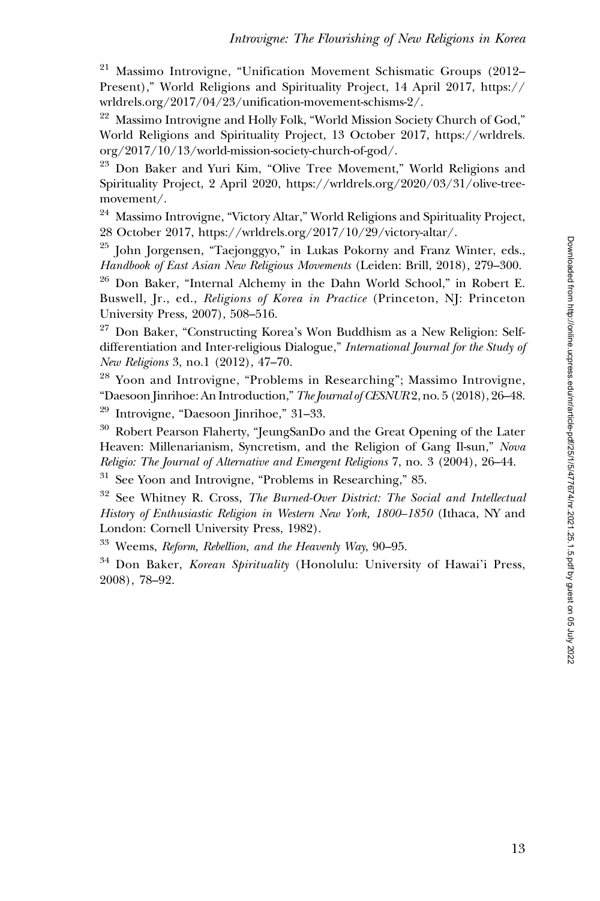[21] Massimo Introvigne, "Unification Movement Schismatic Groups (2012–Present)," World Religions and Spirituality Project, 14 April 2017, https://wrldrels.org/2017/04/23/unification-movement-schisms-2/.

[22] Massimo Introvigne and Holly Folk, "World Mission Society Church of God," World Religions and Spirituality Project, 13 October 2017, https://wrldrels.org/2017/10/13/world-mission-society-church-of-god/.

[23] Don Baker and Yuri Kim, "Olive Tree Movement," World Religions and Spirituality Project, 2 April 2020, https://wrldrels.org/2020/03/31/olive-tree-movement/.

[24] Massimo Introvigne, "Victory Altar," World Religions and Spirituality Project, 28 October 2017, https://wrldrels.org/2017/10/29/victory-altar/.

[25] John Jorgensen, "Taejonggyo," in Lukas Pokorny and Franz Winter, eds., *Handbook of East Asian New Religious Movements* (Leiden: Brill, 2018), 279–300.

[26] Don Baker, "Internal Alchemy in the Dahn World School," in Robert E. Buswell, Jr., ed., *Religions of Korea in Practice* (Princeton, NJ: Princeton University Press, 2007), 508–516.

[27] Don Baker, "Constructing Korea's Won Buddhism as a New Religion: Self-differentiation and Inter-religious Dialogue," *International Journal for the Study of New Religions* 3, no.1 (2012), 47–70.

[28] Yoon and Introvigne, "Problems in Researching"; Massimo Introvigne, "Daesoon Jinrihoe: An Introduction," *The Journal of CESNUR* 2, no. 5 (2018), 26–48.

[29] Introvigne, "Daesoon Jinrihoe," 31–33.

[30] Robert Pearson Flaherty, "JeungSanDo and the Great Opening of the Later Heaven: Millenarianism, Syncretism, and the Religion of Gang Il-sun," *Nova Religio: The Journal of Alternative and Emergent Religions* 7, no. 3 (2004), 26–44.

[31] See Yoon and Introvigne, "Problems in Researching," 85.

[32] See Whitney R. Cross, *The Burned-Over District: The Social and Intellectual History of Enthusiastic Religion in Western New York, 1800–1850* (Ithaca, NY and London: Cornell University Press, 1982).

[33] Weems, *Reform, Rebellion, and the Heavenly Way*, 90–95.

[34] Don Baker, *Korean Spirituality* (Honolulu: University of Hawai'i Press, 2008), 78–92.